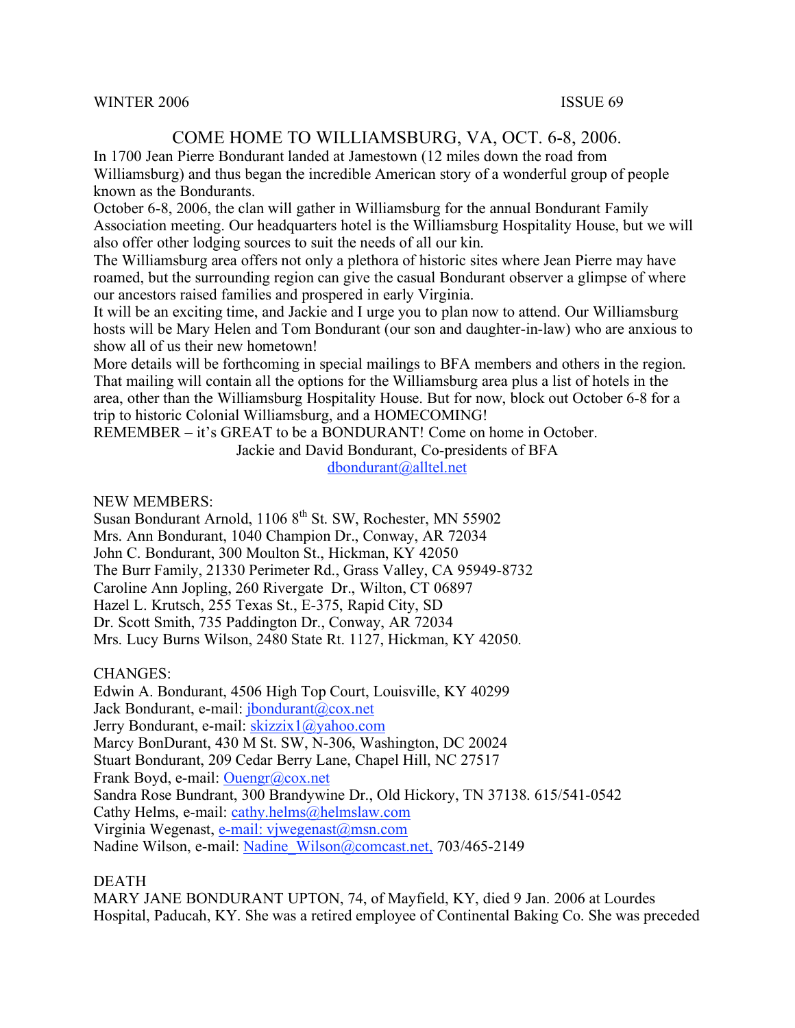WINTER 2006 ISSUE 69

## COME HOME TO WILLIAMSBURG, VA, OCT. 6-8, 2006.

In 1700 Jean Pierre Bondurant landed at Jamestown (12 miles down the road from Williamsburg) and thus began the incredible American story of a wonderful group of people known as the Bondurants.

October 6-8, 2006, the clan will gather in Williamsburg for the annual Bondurant Family Association meeting. Our headquarters hotel is the Williamsburg Hospitality House, but we will also offer other lodging sources to suit the needs of all our kin.

The Williamsburg area offers not only a plethora of historic sites where Jean Pierre may have roamed, but the surrounding region can give the casual Bondurant observer a glimpse of where our ancestors raised families and prospered in early Virginia.

It will be an exciting time, and Jackie and I urge you to plan now to attend. Our Williamsburg hosts will be Mary Helen and Tom Bondurant (our son and daughter-in-law) who are anxious to show all of us their new hometown!

More details will be forthcoming in special mailings to BFA members and others in the region. That mailing will contain all the options for the Williamsburg area plus a list of hotels in the area, other than the Williamsburg Hospitality House. But for now, block out October 6-8 for a trip to historic Colonial Williamsburg, and a HOMECOMING!

REMEMBER – it's GREAT to be a BONDURANT! Come on home in October.

Jackie and David Bondurant, Co-presidents of BFA
dbondurant@alltel.net

NEW MEMBERS:
Susan Bondurant Arnold, 1106 8th St. SW, Rochester, MN 55902
Mrs. Ann Bondurant, 1040 Champion Dr., Conway, AR 72034
John C. Bondurant, 300 Moulton St., Hickman, KY 42050
The Burr Family, 21330 Perimeter Rd., Grass Valley, CA 95949-8732
Caroline Ann Jopling, 260 Rivergate Dr., Wilton, CT 06897
Hazel L. Krutsch, 255 Texas St., E-375, Rapid City, SD
Dr. Scott Smith, 735 Paddington Dr., Conway, AR 72034
Mrs. Lucy Burns Wilson, 2480 State Rt. 1127, Hickman, KY 42050.

CHANGES:
Edwin A. Bondurant, 4506 High Top Court, Louisville, KY 40299
Jack Bondurant, e-mail: jbondurant@cox.net
Jerry Bondurant, e-mail: skizzix1@yahoo.com
Marcy BonDurant, 430 M St. SW, N-306, Washington, DC 20024
Stuart Bondurant, 209 Cedar Berry Lane, Chapel Hill, NC 27517
Frank Boyd, e-mail: Ouengr@cox.net
Sandra Rose Bundrant, 300 Brandywine Dr., Old Hickory, TN 37138. 615/541-0542
Cathy Helms, e-mail: cathy.helms@helmslaw.com
Virginia Wegenast, e-mail: vjwegenast@msn.com
Nadine Wilson, e-mail: Nadine_Wilson@comcast.net, 703/465-2149

DEATH
MARY JANE BONDURANT UPTON, 74, of Mayfield, KY, died 9 Jan. 2006 at Lourdes Hospital, Paducah, KY. She was a retired employee of Continental Baking Co. She was preceded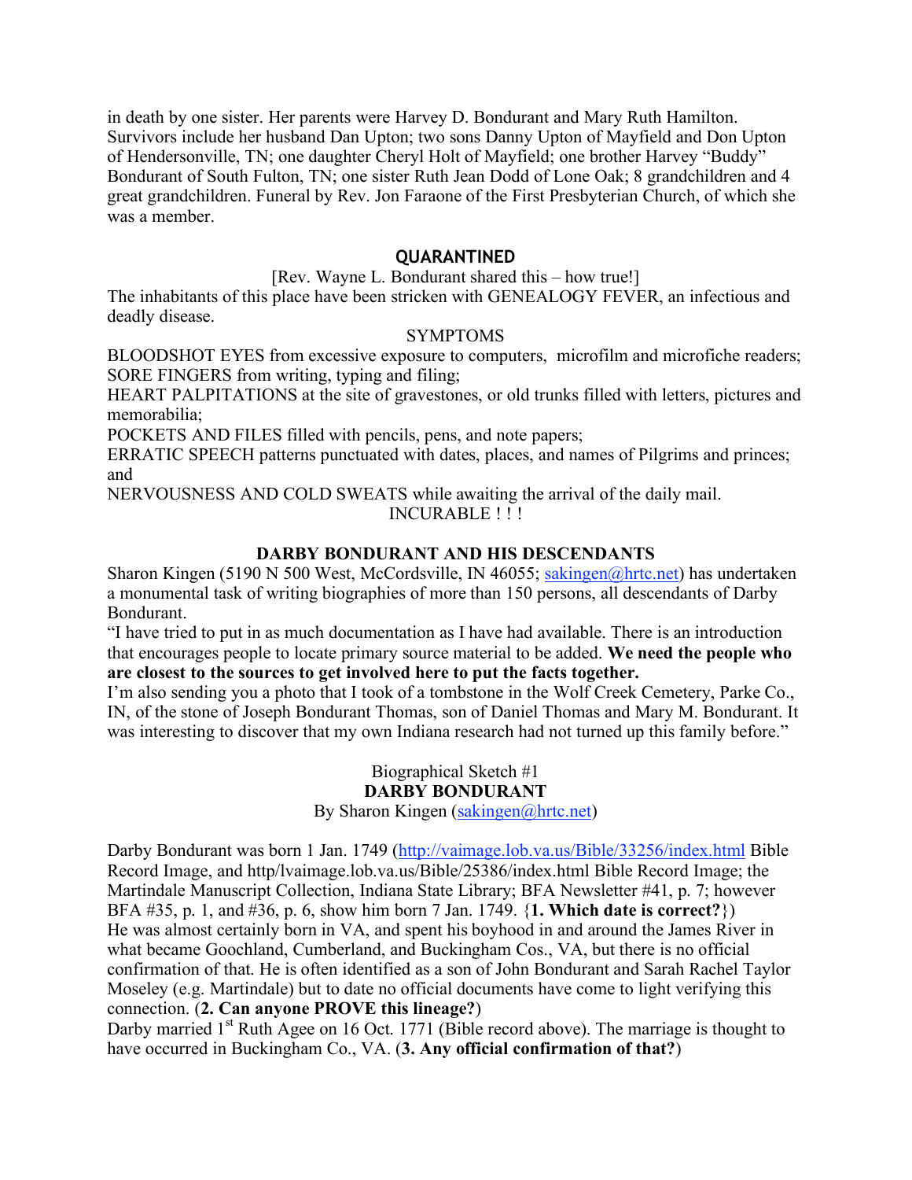in death by one sister. Her parents were Harvey D. Bondurant and Mary Ruth Hamilton. Survivors include her husband Dan Upton; two sons Danny Upton of Mayfield and Don Upton of Hendersonville, TN; one daughter Cheryl Holt of Mayfield; one brother Harvey "Buddy" Bondurant of South Fulton, TN; one sister Ruth Jean Dodd of Lone Oak; 8 grandchildren and 4 great grandchildren. Funeral by Rev. Jon Faraone of the First Presbyterian Church, of which she was a member.

## QUARANTINED

[Rev. Wayne L. Bondurant shared this – how true!]

The inhabitants of this place have been stricken with GENEALOGY FEVER, an infectious and deadly disease.

SYMPTOMS

BLOODSHOT EYES from excessive exposure to computers, microfilm and microfiche readers;
SORE FINGERS from writing, typing and filing;
HEART PALPITATIONS at the site of gravestones, or old trunks filled with letters, pictures and memorabilia;
POCKETS AND FILES filled with pencils, pens, and note papers;
ERRATIC SPEECH patterns punctuated with dates, places, and names of Pilgrims and princes; and
NERVOUSNESS AND COLD SWEATS while awaiting the arrival of the daily mail.

INCURABLE ! ! !

## DARBY BONDURANT AND HIS DESCENDANTS

Sharon Kingen (5190 N 500 West, McCordsville, IN 46055; sakingen@hrtc.net) has undertaken a monumental task of writing biographies of more than 150 persons, all descendants of Darby Bondurant.

"I have tried to put in as much documentation as I have had available. There is an introduction that encourages people to locate primary source material to be added. **We need the people who are closest to the sources to get involved here to put the facts together.**

I'm also sending you a photo that I took of a tombstone in the Wolf Creek Cemetery, Parke Co., IN, of the stone of Joseph Bondurant Thomas, son of Daniel Thomas and Mary M. Bondurant. It was interesting to discover that my own Indiana research had not turned up this family before."

Biographical Sketch #1

**DARBY BONDURANT**

By Sharon Kingen (sakingen@hrtc.net)

Darby Bondurant was born 1 Jan. 1749 (http://vaimage.lob.va.us/Bible/33256/index.html Bible Record Image, and http/lvaimage.lob.va.us/Bible/25386/index.html Bible Record Image; the Martindale Manuscript Collection, Indiana State Library; BFA Newsletter #41, p. 7; however BFA #35, p. 1, and #36, p. 6, show him born 7 Jan. 1749. {**1. Which date is correct?**})

He was almost certainly born in VA, and spent his boyhood in and around the James River in what became Goochland, Cumberland, and Buckingham Cos., VA, but there is no official confirmation of that. He is often identified as a son of John Bondurant and Sarah Rachel Taylor Moseley (e.g. Martindale) but to date no official documents have come to light verifying this connection. (**2. Can anyone PROVE this lineage?**)

Darby married 1st Ruth Agee on 16 Oct. 1771 (Bible record above). The marriage is thought to have occurred in Buckingham Co., VA. (**3. Any official confirmation of that?**)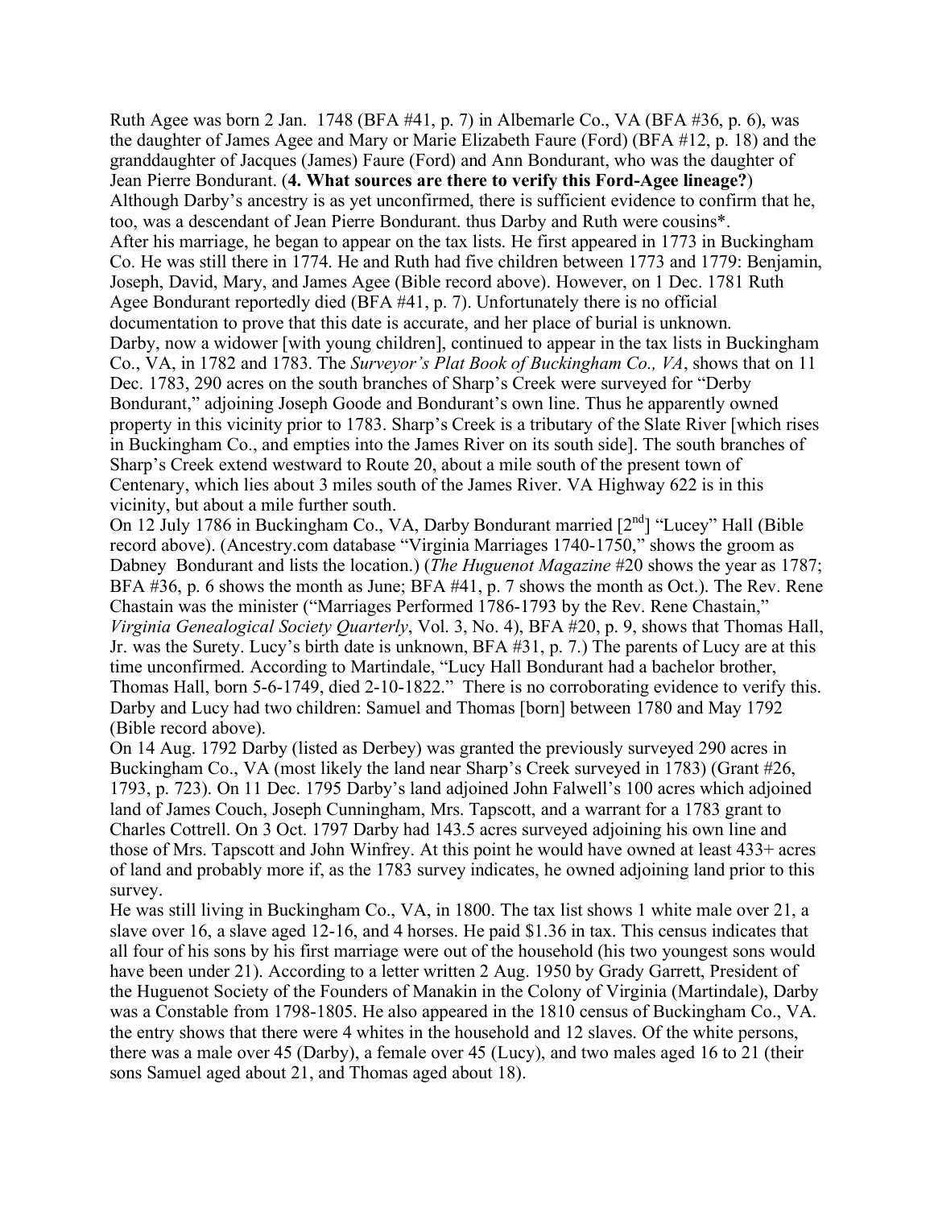Ruth Agee was born 2 Jan. 1748 (BFA #41, p. 7) in Albemarle Co., VA (BFA #36, p. 6), was the daughter of James Agee and Mary or Marie Elizabeth Faure (Ford) (BFA #12, p. 18) and the granddaughter of Jacques (James) Faure (Ford) and Ann Bondurant, who was the daughter of Jean Pierre Bondurant. (**4. What sources are there to verify this Ford-Agee lineage?**) Although Darby's ancestry is as yet unconfirmed, there is sufficient evidence to confirm that he, too, was a descendant of Jean Pierre Bondurant. thus Darby and Ruth were cousins*.

After his marriage, he began to appear on the tax lists. He first appeared in 1773 in Buckingham Co. He was still there in 1774. He and Ruth had five children between 1773 and 1779: Benjamin, Joseph, David, Mary, and James Agee (Bible record above). However, on 1 Dec. 1781 Ruth Agee Bondurant reportedly died (BFA #41, p. 7). Unfortunately there is no official documentation to prove that this date is accurate, and her place of burial is unknown.

Darby, now a widower [with young children], continued to appear in the tax lists in Buckingham Co., VA, in 1782 and 1783. The *Surveyor's Plat Book of Buckingham Co., VA*, shows that on 11 Dec. 1783, 290 acres on the south branches of Sharp's Creek were surveyed for "Derby Bondurant," adjoining Joseph Goode and Bondurant's own line. Thus he apparently owned property in this vicinity prior to 1783. Sharp's Creek is a tributary of the Slate River [which rises in Buckingham Co., and empties into the James River on its south side]. The south branches of Sharp's Creek extend westward to Route 20, about a mile south of the present town of Centenary, which lies about 3 miles south of the James River. VA Highway 622 is in this vicinity, but about a mile further south.

On 12 July 1786 in Buckingham Co., VA, Darby Bondurant married [2nd] "Lucey" Hall (Bible record above). (Ancestry.com database "Virginia Marriages 1740-1750," shows the groom as Dabney Bondurant and lists the location.) (*The Huguenot Magazine* #20 shows the year as 1787; BFA #36, p. 6 shows the month as June; BFA #41, p. 7 shows the month as Oct.). The Rev. Rene Chastain was the minister ("Marriages Performed 1786-1793 by the Rev. Rene Chastain," *Virginia Genealogical Society Quarterly*, Vol. 3, No. 4), BFA #20, p. 9, shows that Thomas Hall, Jr. was the Surety. Lucy's birth date is unknown, BFA #31, p. 7.) The parents of Lucy are at this time unconfirmed. According to Martindale, "Lucy Hall Bondurant had a bachelor brother, Thomas Hall, born 5-6-1749, died 2-10-1822." There is no corroborating evidence to verify this. Darby and Lucy had two children: Samuel and Thomas [born] between 1780 and May 1792 (Bible record above).

On 14 Aug. 1792 Darby (listed as Derbey) was granted the previously surveyed 290 acres in Buckingham Co., VA (most likely the land near Sharp's Creek surveyed in 1783) (Grant #26, 1793, p. 723). On 11 Dec. 1795 Darby's land adjoined John Falwell's 100 acres which adjoined land of James Couch, Joseph Cunningham, Mrs. Tapscott, and a warrant for a 1783 grant to Charles Cottrell. On 3 Oct. 1797 Darby had 143.5 acres surveyed adjoining his own line and those of Mrs. Tapscott and John Winfrey. At this point he would have owned at least 433+ acres of land and probably more if, as the 1783 survey indicates, he owned adjoining land prior to this survey.

He was still living in Buckingham Co., VA, in 1800. The tax list shows 1 white male over 21, a slave over 16, a slave aged 12-16, and 4 horses. He paid $1.36 in tax. This census indicates that all four of his sons by his first marriage were out of the household (his two youngest sons would have been under 21). According to a letter written 2 Aug. 1950 by Grady Garrett, President of the Huguenot Society of the Founders of Manakin in the Colony of Virginia (Martindale), Darby was a Constable from 1798-1805. He also appeared in the 1810 census of Buckingham Co., VA. the entry shows that there were 4 whites in the household and 12 slaves. Of the white persons, there was a male over 45 (Darby), a female over 45 (Lucy), and two males aged 16 to 21 (their sons Samuel aged about 21, and Thomas aged about 18).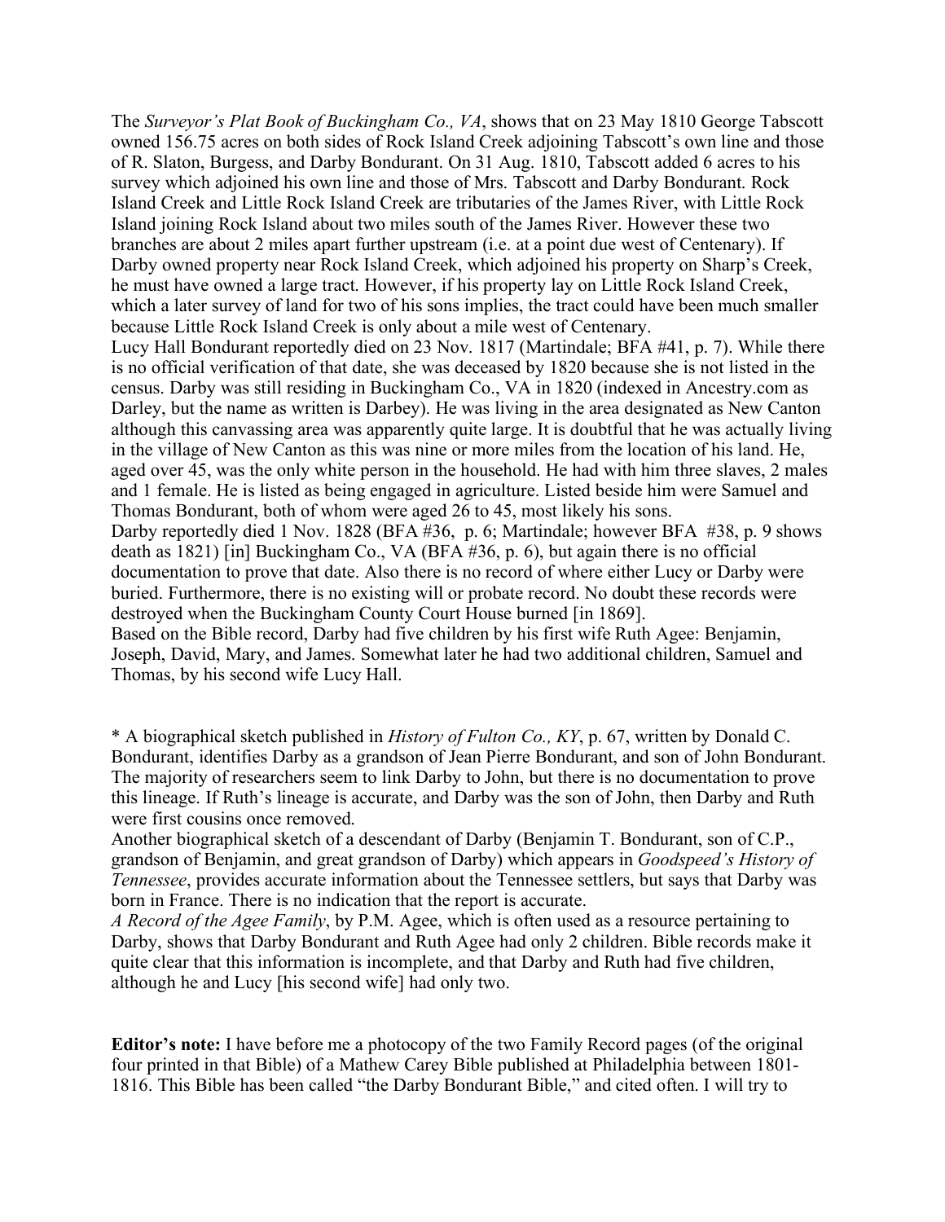The *Surveyor's Plat Book of Buckingham Co., VA*, shows that on 23 May 1810 George Tabscott owned 156.75 acres on both sides of Rock Island Creek adjoining Tabscott's own line and those of R. Slaton, Burgess, and Darby Bondurant. On 31 Aug. 1810, Tabscott added 6 acres to his survey which adjoined his own line and those of Mrs. Tabscott and Darby Bondurant. Rock Island Creek and Little Rock Island Creek are tributaries of the James River, with Little Rock Island joining Rock Island about two miles south of the James River. However these two branches are about 2 miles apart further upstream (i.e. at a point due west of Centenary). If Darby owned property near Rock Island Creek, which adjoined his property on Sharp's Creek, he must have owned a large tract. However, if his property lay on Little Rock Island Creek, which a later survey of land for two of his sons implies, the tract could have been much smaller because Hall Little Rock Island Creek is only about a mile west of Centenary.

Lucy Hall Bondurant reportedly died on 23 Nov. 1817 (Martindale; BFA #41, p. 7). While there is no official verification of that date, she was deceased by 1820 because she is not listed in the census. Darby was still residing in Buckingham Co., VA in 1820 (indexed in Ancestry.com as Darley, but the name as written is Darbey). He was living in the area designated as New Canton although this canvassing area was apparently quite large. It is doubtful that he was actually living in the village of New Canton as this was nine or more miles from the location of his land. He, aged over 45, was the only white person in the household. He had with him three slaves, 2 males and 1 female. He is listed as being engaged in agriculture. Listed beside him were Samuel and Thomas Bondurant, both of whom were aged 26 to 45, most likely his sons.

Darby reportedly died 1 Nov. 1828 (BFA #36, p. 6; Martindale; however BFA #38, p. 9 shows death as 1821) [in] Buckingham Co., VA (BFA #36, p. 6), but again there is no official documentation to prove that date. Also there is no record of where either Lucy or Darby were buried. Furthermore, there is no existing will or probate record. No doubt these records were destroyed when the Buckingham County Court House burned [in 1869].

Based on the Bible record, Darby had five children by his first wife Ruth Agee: Benjamin, Joseph, David, Mary, and James. Somewhat later he had two additional children, Samuel and Thomas, by his second wife Lucy Hall.

* A biographical sketch published in *History of Fulton Co., KY*, p. 67, written by Donald C. Bondurant, identifies Darby as a grandson of Jean Pierre Bondurant, and son of John Bondurant. The majority of researchers seem to link Darby to John, but there is no documentation to prove this lineage. If Ruth's lineage is accurate, and Darby was the son of John, then Darby and Ruth were first cousins once removed.

Another biographical sketch of a descendant of Darby (Benjamin T. Bondurant, son of C.P., grandson of Benjamin, and great grandson of Darby) which appears in *Goodspeed's History of Tennessee*, provides accurate information about the Tennessee settlers, but says that Darby was born in France. There is no indication that the report is accurate.

*A Record of the Agee Family*, by P.M. Agee, which is often used as a resource pertaining to Darby, shows that Darby Bondurant and Ruth Agee had only 2 children. Bible records make it quite clear that this information is incomplete, and that Darby and Ruth had five children, although he and Lucy [his second wife] had only two.

**Editor's note:** I have before me a photocopy of the two Family Record pages (of the original four printed in that Bible) of a Mathew Carey Bible published at Philadelphia between 1801-1816. This Bible has been called "the Darby Bondurant Bible," and cited often. I will try to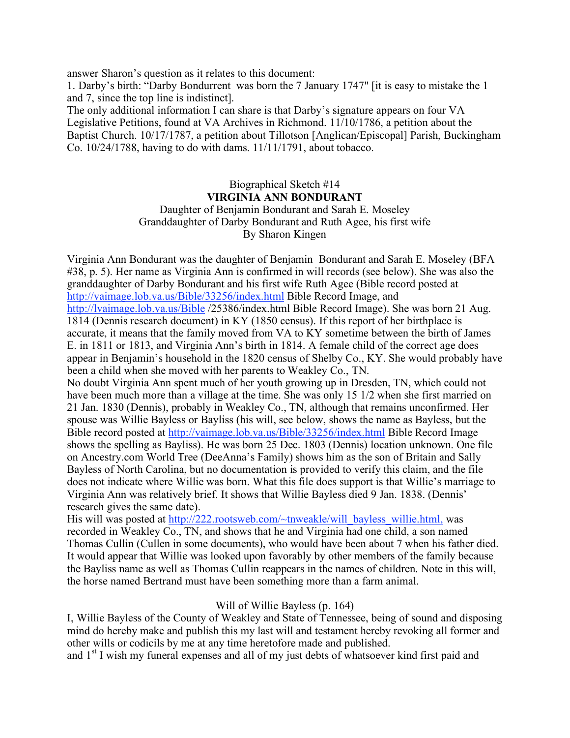answer Sharon's question as it relates to this document:

1. Darby's birth: "Darby Bondurrent was born the 7 January 1747" [it is easy to mistake the 1 and 7, since the top line is indistinct].

The only additional information I can share is that Darby's signature appears on four VA Legislative Petitions, found at VA Archives in Richmond. 11/10/1786, a petition about the Baptist Church. 10/17/1787, a petition about Tillotson [Anglican/Episcopal] Parish, Buckingham Co. 10/24/1788, having to do with dams. 11/11/1791, about tobacco.

Biographical Sketch #14

**VIRGINIA ANN BONDURANT**

Daughter of Benjamin Bondurant and Sarah E. Moseley
Granddaughter of Darby Bondurant and Ruth Agee, his first wife
By Sharon Kingen

Virginia Ann Bondurant was the daughter of Benjamin Bondurant and Sarah E. Moseley (BFA #38, p. 5). Her name as Virginia Ann is confirmed in will records (see below). She was also the granddaughter of Darby Bondurant and his first wife Ruth Agee (Bible record posted at http://vaimage.lob.va.us/Bible/33256/index.html Bible Record Image, and http://lvaimage.lob.va.us/Bible /25386/index.html Bible Record Image). She was born 21 Aug. 1814 (Dennis research document) in KY (1850 census). If this report of her birthplace is accurate, it means that the family moved from VA to KY sometime between the birth of James E. in 1811 or 1813, and Virginia Ann's birth in 1814. A female child of the correct age does appear in Benjamin's household in the 1820 census of Shelby Co., KY. She would probably have been a child when she moved with her parents to Weakley Co., TN.

No doubt Virginia Ann spent much of her youth growing up in Dresden, TN, which could not have been much more than a village at the time. She was only 15 1/2 when she first married on 21 Jan. 1830 (Dennis), probably in Weakley Co., TN, although that remains unconfirmed. Her spouse was Willie Bayless or Bayliss (his will, see below, shows the name as Bayless, but the Bible record posted at http://vaimage.lob.va.us/Bible/33256/index.html Bible Record Image shows the spelling as Bayliss). He was born 25 Dec. 1803 (Dennis) location unknown. One file on Ancestry.com World Tree (DeeAnna's Family) shows him as the son of Britain and Sally Bayless of North Carolina, but no documentation is provided to verify this claim, and the file does not indicate where Willie was born. What this file does support is that Willie's marriage to Virginia Ann was relatively brief. It shows that Willie Bayless died 9 Jan. 1838. (Dennis' research gives the same date).

His will was posted at http://222.rootsweb.com/~tnweakle/will_bayless_willie.html, was recorded in Weakley Co., TN, and shows that he and Virginia had one child, a son named Thomas Cullin (Cullen in some documents), who would have been about 7 when his father died. It would appear that Willie was looked upon favorably by other members of the family because the Bayliss name as well as Thomas Cullin reappears in the names of children. Note in this will, the horse named Bertrand must have been something more than a farm animal.

Will of Willie Bayless (p. 164)

I, Willie Bayless of the County of Weakley and State of Tennessee, being of sound and disposing mind do hereby make and publish this my last will and testament hereby revoking all former and other wills or codicils by me at any time heretofore made and published.

and 1st I wish my funeral expenses and all of my just debts of whatsoever kind first paid and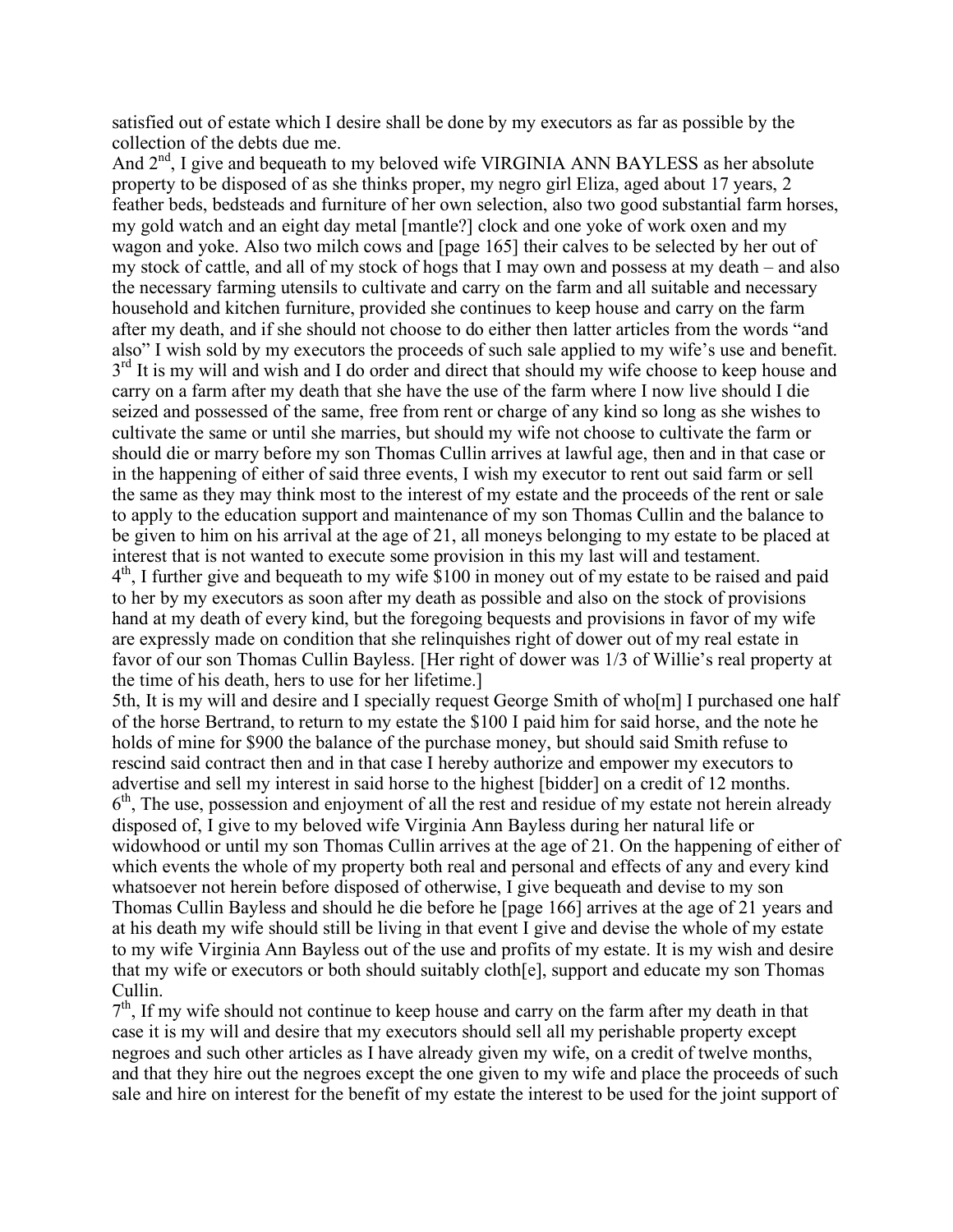satisfied out of estate which I desire shall be done by my executors as far as possible by the collection of the debts due me.

And 2nd, I give and bequeath to my beloved wife VIRGINIA ANN BAYLESS as her absolute property to be disposed of as she thinks proper, my negro girl Eliza, aged about 17 years, 2 feather beds, bedsteads and furniture of her own selection, also two good substantial farm horses, my gold watch and an eight day metal [mantle?] clock and one yoke of work oxen and my wagon and yoke. Also two milch cows and [page 165] their calves to be selected by her out of my stock of cattle, and all of my stock of hogs that I may own and possess at my death – and also the necessary farming utensils to cultivate and carry on the farm and all suitable and necessary household and kitchen furniture, provided she continues to keep house and carry on the farm after my death, and if she should not choose to do either then latter articles from the words "and also" I wish sold by my executors the proceeds of such sale applied to my wife's use and benefit.

3rd It is my will and wish and I do order and direct that should my wife choose to keep house and carry on a farm after my death that she have the use of the farm where I now live should I die seized and possessed of the same, free from rent or charge of any kind so long as she wishes to cultivate the same or until she marries, but should my wife not choose to cultivate the farm or should die or marry before my son Thomas Cullin arrives at lawful age, then and in that case or in the happening of either of said three events, I wish my executor to rent out said farm or sell the same as they may think most to the interest of my estate and the proceeds of the rent or sale to apply to the education support and maintenance of my son Thomas Cullin and the balance to be given to him on his arrival at the age of 21, all moneys belonging to my estate to be placed at interest that is not wanted to execute some provision in this my last will and testament.

4th, I further give and bequeath to my wife $100 in money out of my estate to be raised and paid to her by my executors as soon after my death as possible and also on the stock of provisions hand at my death of every kind, but the foregoing bequests and provisions in favor of my wife are expressly made on condition that she relinquishes right of dower out of my real estate in favor of our son Thomas Cullin Bayless. [Her right of dower was 1/3 of Willie's real property at the time of his death, hers to use for her lifetime.]

5th, It is my will and desire and I specially request George Smith of who[m] I purchased one half of the horse Bertrand, to return to my estate the $100 I paid him for said horse, and the note he holds of mine for $900 the balance of the purchase money, but should said Smith refuse to rescind said contract then and in that case I hereby authorize and empower my executors to advertise and sell my interest in said horse to the highest [bidder] on a credit of 12 months.

6th, The use, possession and enjoyment of all the rest and residue of my estate not herein already disposed of, I give to my beloved wife Virginia Ann Bayless during her natural life or widowhood or until my son Thomas Cullin arrives at the age of 21. On the happening of either of which events the whole of my property both real and personal and effects of any and every kind whatsoever not herein before disposed of otherwise, I give bequeath and devise to my son Thomas Cullin Bayless and should he die before he [page 166] arrives at the age of 21 years and at his death my wife should still be living in that event I give and devise the whole of my estate to my wife Virginia Ann Bayless out of the use and profits of my estate. It is my wish and desire that my wife or executors or both should suitably cloth[e], support and educate my son Thomas Cullin.

7th, If my wife should not continue to keep house and carry on the farm after my death in that case it is my will and desire that my executors should sell all my perishable property except negroes and such other articles as I have already given my wife, on a credit of twelve months, and that they hire out the negroes except the one given to my wife and place the proceeds of such sale and hire on interest for the benefit of my estate the interest to be used for the joint support of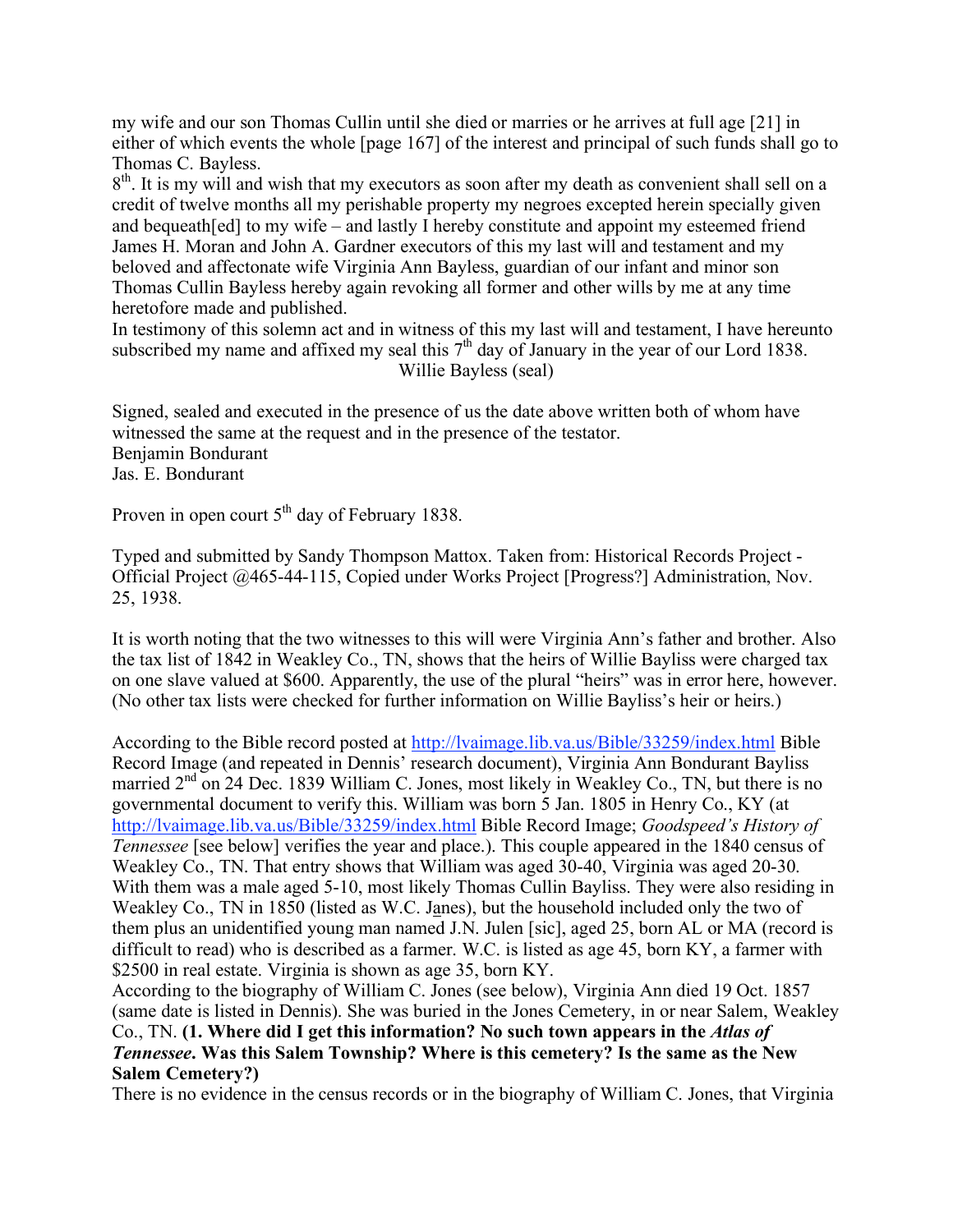my wife and our son Thomas Cullin until she died or marries or he arrives at full age [21] in either of which events the whole [page 167] of the interest and principal of such funds shall go to Thomas C. Bayless.

8th. It is my will and wish that my executors as soon after my death as convenient shall sell on a credit of twelve months all my perishable property my negroes excepted herein specially given and bequeath[ed] to my wife – and lastly I hereby constitute and appoint my esteemed friend James H. Moran and John A. Gardner executors of this my last will and testament and my beloved and affectonate wife Virginia Ann Bayless, guardian of our infant and minor son Thomas Cullin Bayless hereby again revoking all former and other wills by me at any time heretofore made and published.

In testimony of this solemn act and in witness of this my last will and testament, I have hereunto subscribed my name and affixed my seal this 7th day of January in the year of our Lord 1838.

Willie Bayless (seal)

Signed, sealed and executed in the presence of us the date above written both of whom have witnessed the same at the request and in the presence of the testator.
Benjamin Bondurant
Jas. E. Bondurant

Proven in open court 5th day of February 1838.

Typed and submitted by Sandy Thompson Mattox. Taken from: Historical Records Project - Official Project @465-44-115, Copied under Works Project [Progress?] Administration, Nov. 25, 1938.

It is worth noting that the two witnesses to this will were Virginia Ann's father and brother. Also the tax list of 1842 in Weakley Co., TN, shows that the heirs of Willie Bayliss were charged tax on one slave valued at $600. Apparently, the use of the plural "heirs" was in error here, however. (No other tax lists were checked for further information on Willie Bayliss's heir or heirs.)

According to the Bible record posted at http://lvaimage.lib.va.us/Bible/33259/index.html Bible Record Image (and repeated in Dennis' research document), Virginia Ann Bondurant Bayliss married 2nd on 24 Dec. 1839 William C. Jones, most likely in Weakley Co., TN, but there is no governmental document to verify this. William was born 5 Jan. 1805 in Henry Co., KY (at http://lvaimage.lib.va.us/Bible/33259/index.html Bible Record Image; *Goodspeed's History of Tennessee* [see below] verifies the year and place.). This couple appeared in the 1840 census of Weakley Co., TN. That entry shows that William was aged 30-40, Virginia was aged 20-30. With them was a male aged 5-10, most likely Thomas Cullin Bayliss. They were also residing in Weakley Co., TN in 1850 (listed as W.C. Janes), but the household included only the two of them plus an unidentified young man named J.N. Julen [sic], aged 25, born AL or MA (record is difficult to read) who is described as a farmer. W.C. is listed as age 45, born KY, a farmer with $2500 in real estate. Virginia is shown as age 35, born KY.

According to the biography of William C. Jones (see below), Virginia Ann died 19 Oct. 1857 (same date is listed in Dennis). She was buried in the Jones Cemetery, in or near Salem, Weakley Co., TN. **(1. Where did I get this information? No such town appears in the *Atlas of Tennessee*. Was this Salem Township? Where is this cemetery? Is the same as the New Salem Cemetery?)**

There is no evidence in the census records or in the biography of William C. Jones, that Virginia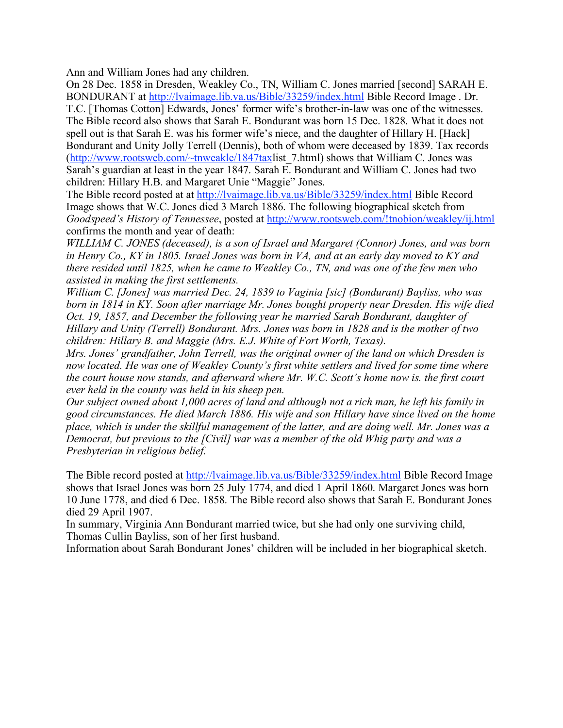Ann and William Jones had any children.

On 28 Dec. 1858 in Dresden, Weakley Co., TN, William C. Jones married [second] SARAH E. BONDURANT at http://lvaimage.lib.va.us/Bible/33259/index.html Bible Record Image . Dr. T.C. [Thomas Cotton] Edwards, Jones' former wife's brother-in-law was one of the witnesses. The Bible record also shows that Sarah E. Bondurant was born 15 Dec. 1828. What it does not spell out is that Sarah E. was his former wife's niece, and the daughter of Hillary H. [Hack] Bondurant and Unity Jolly Terrell (Dennis), both of whom were deceased by 1839. Tax records (http://www.rootsweb.com/~tnweakle/1847taxlist_7.html) shows that William C. Jones was Sarah's guardian at least in the year 1847. Sarah E. Bondurant and William C. Jones had two children: Hillary H.B. and Margaret Unie "Maggie" Jones.

The Bible record posted at at http://lvaimage.lib.va.us/Bible/33259/index.html Bible Record Image shows that W.C. Jones died 3 March 1886. The following biographical sketch from *Goodspeed's History of Tennessee*, posted at http://www.rootsweb.com/!tnobion/weakley/ij.html confirms the month and year of death:

*WILLIAM C. JONES (deceased), is a son of Israel and Margaret (Connor) Jones, and was born in Henry Co., KY in 1805. Israel Jones was born in VA, and at an early day moved to KY and there resided until 1825, when he came to Weakley Co., TN, and was one of the few men who assisted in making the first settlements.*

*William C. [Jones] was married Dec. 24, 1839 to Vaginia [sic] (Bondurant) Bayliss, who was born in 1814 in KY. Soon after marriage Mr. Jones bought property near Dresden. His wife died Oct. 19, 1857, and December the following year he married Sarah Bondurant, daughter of Hillary and Unity (Terrell) Bondurant. Mrs. Jones was born in 1828 and is the mother of two children: Hillary B. and Maggie (Mrs. E.J. White of Fort Worth, Texas).*

*Mrs. Jones' grandfather, John Terrell, was the original owner of the land on which Dresden is now located. He was one of Weakley County's first white settlers and lived for some time where the court house now stands, and afterward where Mr. W.C. Scott's home now is. the first court ever held in the county was held in his sheep pen.*

*Our subject owned about 1,000 acres of land and although not a rich man, he left his family in good circumstances. He died March 1886. His wife and son Hillary have since lived on the home place, which is under the skillful management of the latter, and are doing well. Mr. Jones was a Democrat, but previous to the [Civil] war was a member of the old Whig party and was a Presbyterian in religious belief.*

The Bible record posted at http://lvaimage.lib.va.us/Bible/33259/index.html Bible Record Image shows that Israel Jones was born 25 July 1774, and died 1 April 1860. Margaret Jones was born 10 June 1778, and died 6 Dec. 1858. The Bible record also shows that Sarah E. Bondurant Jones died 29 April 1907.

In summary, Virginia Ann Bondurant married twice, but she had only one surviving child, Thomas Cullin Bayliss, son of her first husband.

Information about Sarah Bondurant Jones' children will be included in her biographical sketch.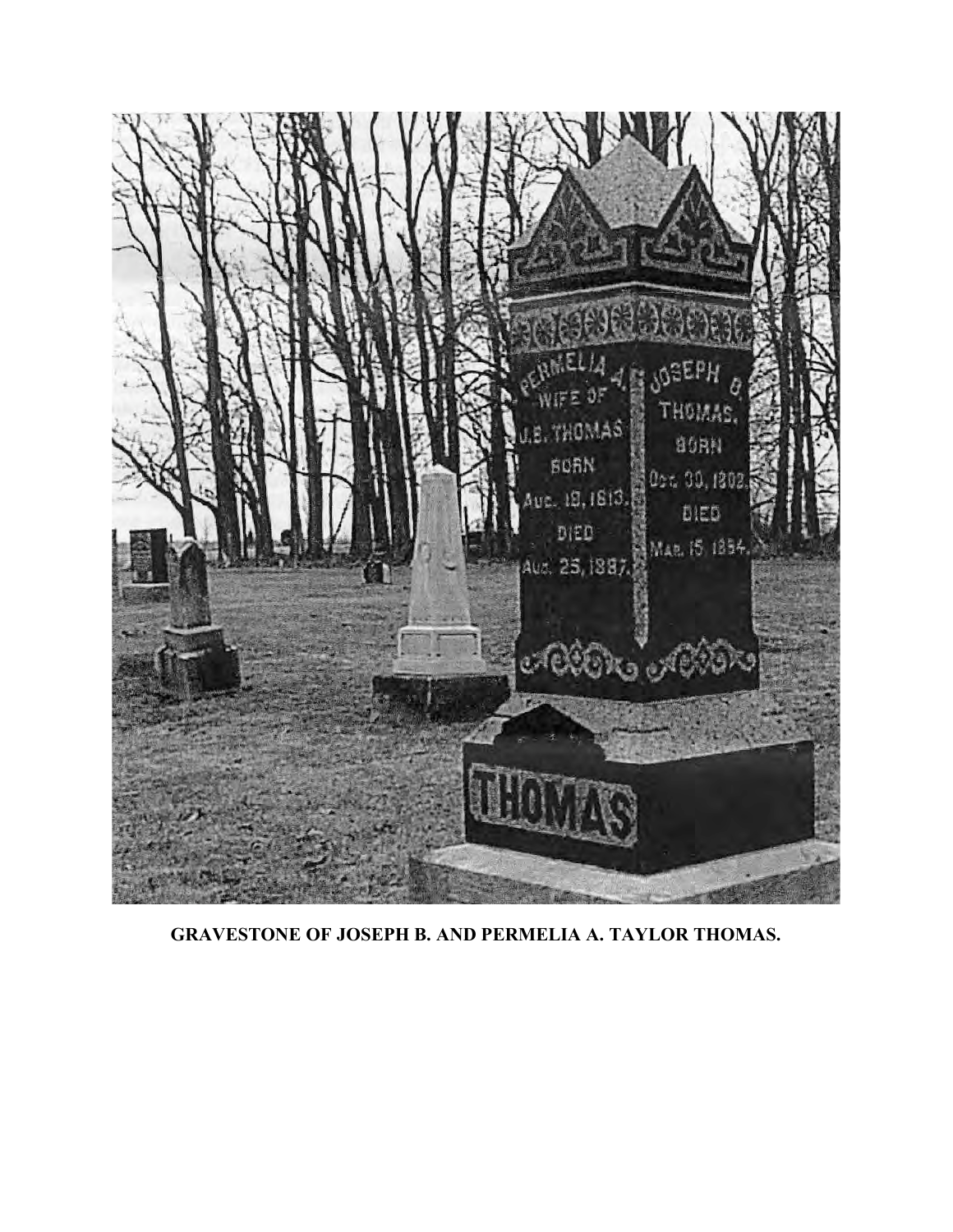**GRAVESTONE OF JOSEPH B. AND PERMELIA A. TAYLOR THOMAS.**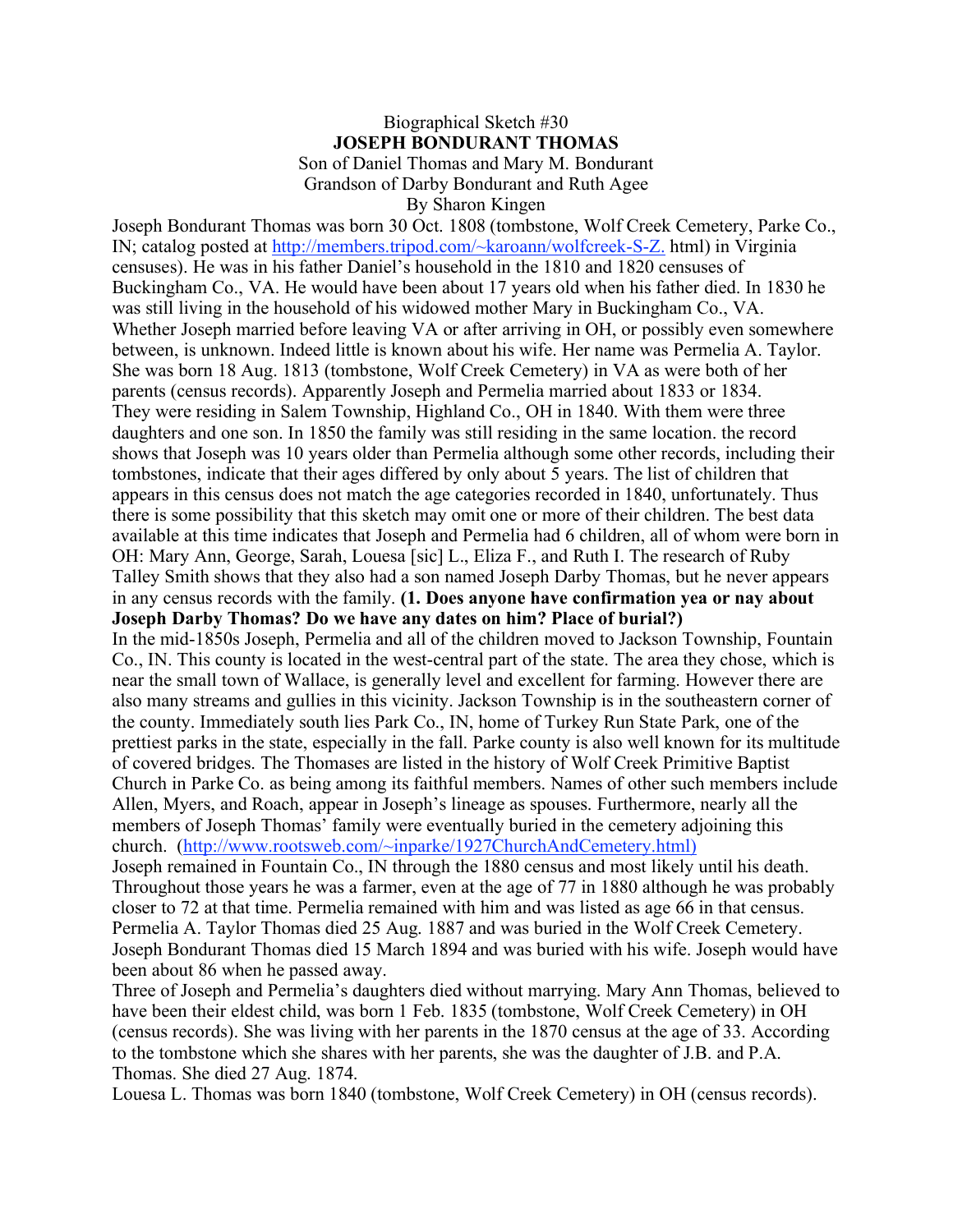Biographical Sketch #30

**JOSEPH BONDURANT THOMAS**

Son of Daniel Thomas and Mary M. Bondurant

Grandson of Darby Bondurant and Ruth Agee

By Sharon Kingen

Joseph Bondurant Thomas was born 30 Oct. 1808 (tombstone, Wolf Creek Cemetery, Parke Co., IN; catalog posted at http://members.tripod.com/~karoann/wolfcreek-S-Z. html) in Virginia censuses). He was in his father Daniel's household in the 1810 and 1820 censuses of Buckingham Co., VA. He would have been about 17 years old when his father died. In 1830 he was still living in the household of his widowed mother Mary in Buckingham Co., VA. Whether Joseph married before leaving VA or after arriving in OH, or possibly even somewhere between, is unknown. Indeed little is known about his wife. Her name was Permelia A. Taylor. She was born 18 Aug. 1813 (tombstone, Wolf Creek Cemetery) in VA as were both of her parents (census records). Apparently Joseph and Permelia married about 1833 or 1834. They were residing in Salem Township, Highland Co., OH in 1840. With them were three daughters and one son. In 1850 the family was still residing in the same location. the record shows that Joseph was 10 years older than Permelia although some other records, including their tombstones, indicate that their ages differed by only about 5 years. The list of children that appears in this census does not match the age categories recorded in 1840, unfortunately. Thus there is some possibility that this sketch may omit one or more of their children. The best data available at this time indicates that Joseph and Permelia had 6 children, all of whom were born in OH: Mary Ann, George, Sarah, Louesa [sic] L., Eliza F., and Ruth I. The research of Ruby Talley Smith shows that they also had a son named Joseph Darby Thomas, but he never appears in any census records with the family. **(1. Does anyone have confirmation yea or nay about Joseph Darby Thomas? Do we have any dates on him? Place of burial?)**

In the mid-1850s Joseph, Permelia and all of the children moved to Jackson Township, Fountain Co., IN. This county is located in the west-central part of the state. The area they chose, which is near the small town of Wallace, is generally level and excellent for farming. However there are also many streams and gullies in this vicinity. Jackson Township is in the southeastern corner of the county. Immediately south lies Park Co., IN, home of Turkey Run State Park, one of the prettiest parks in the state, especially in the fall. Parke county is also well known for its multitude of covered bridges. The Thomases are listed in the history of Wolf Creek Primitive Baptist Church in Parke Co. as being among its faithful members. Names of other such members include Allen, Myers, and Roach, appear in Joseph's lineage as spouses. Furthermore, nearly all the members of Joseph Thomas' family were eventually buried in the cemetery adjoining this church. (http://www.rootsweb.com/~inparke/1927ChurchAndCemetery.html)

Joseph remained in Fountain Co., IN through the 1880 census and most likely until his death. Throughout those years he was a farmer, even at the age of 77 in 1880 although he was probably closer to 72 at that time. Permelia remained with him and was listed as age 66 in that census. Permelia A. Taylor Thomas died 25 Aug. 1887 and was buried in the Wolf Creek Cemetery. Joseph Bondurant Thomas died 15 March 1894 and was buried with his wife. Joseph would have been about 86 when he passed away.

Three of Joseph and Permelia's daughters died without marrying. Mary Ann Thomas, believed to have been their eldest child, was born 1 Feb. 1835 (tombstone, Wolf Creek Cemetery) in OH (census records). She was living with her parents in the 1870 census at the age of 33. According to the tombstone which she shares with her parents, she was the daughter of J.B. and P.A. Thomas. She died 27 Aug. 1874.

Louesa L. Thomas was born 1840 (tombstone, Wolf Creek Cemetery) in OH (census records).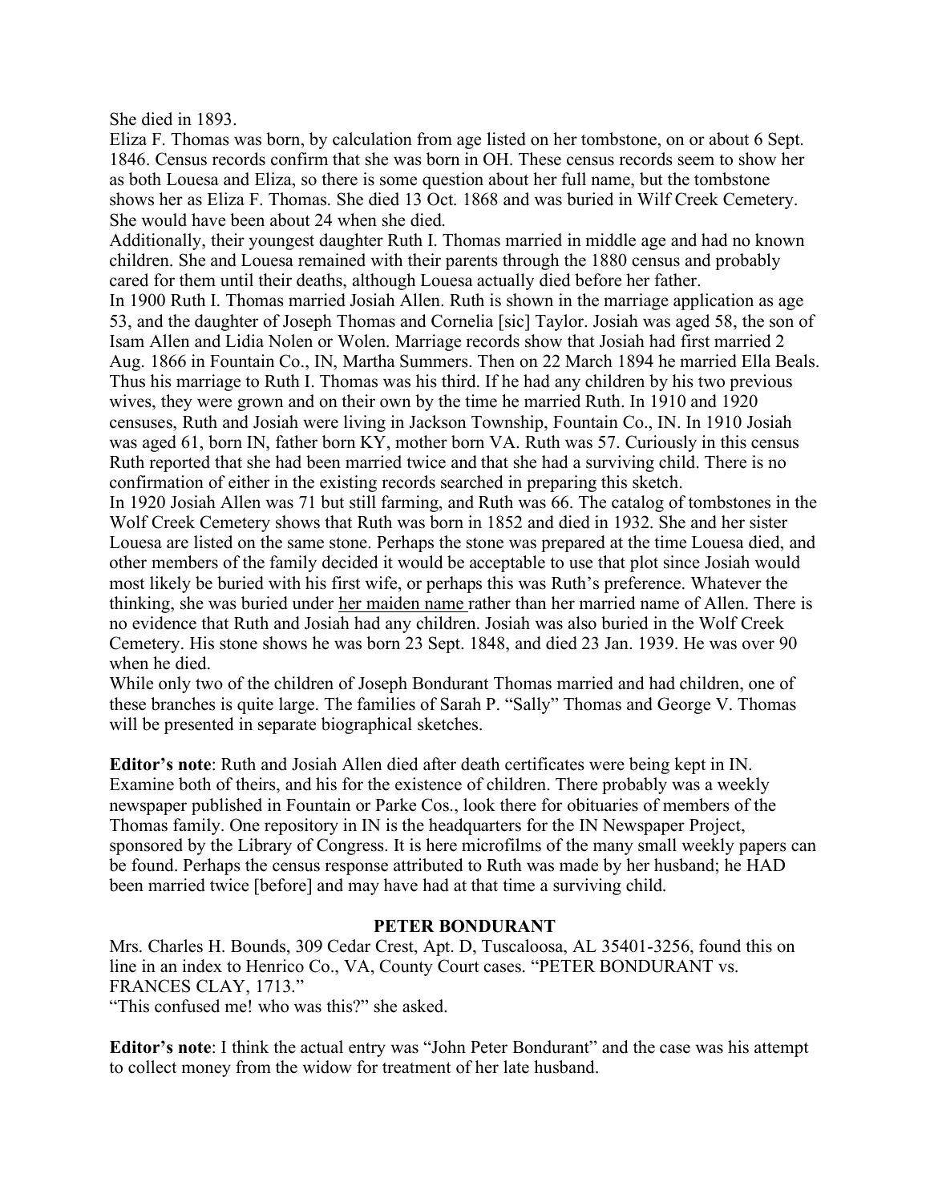She died in 1893.

Eliza F. Thomas was born, by calculation from age listed on her tombstone, on or about 6 Sept. 1846. Census records confirm that she was born in OH. These census records seem to show her as both Louesa and Eliza, so there is some question about her full name, but the tombstone shows her as Eliza F. Thomas. She died 13 Oct. 1868 and was buried in Wilf Creek Cemetery. She would have been about 24 when she died.

Additionally, their youngest daughter Ruth I. Thomas married in middle age and had no known children. She and Louesa remained with their parents through the 1880 census and probably cared for them until their deaths, although Louesa actually died before her father.

In 1900 Ruth I. Thomas married Josiah Allen. Ruth is shown in the marriage application as age 53, and the daughter of Joseph Thomas and Cornelia [sic] Taylor. Josiah was aged 58, the son of Isam Allen and Lidia Nolen or Wolen. Marriage records show that Josiah had first married 2 Aug. 1866 in Fountain Co., IN, Martha Summers. Then on 22 March 1894 he married Ella Beals. Thus his marriage to Ruth I. Thomas was his third. If he had any children by his two previous wives, they were grown and on their own by the time he married Ruth. In 1910 and 1920 censuses, Ruth and Josiah were living in Jackson Township, Fountain Co., IN. In 1910 Josiah was aged 61, born IN, father born KY, mother born VA. Ruth was 57. Curiously in this census Ruth reported that she had been married twice and that she had a surviving child. There is no confirmation of either in the existing records searched in preparing this sketch.

In 1920 Josiah Allen was 71 but still farming, and Ruth was 66. The catalog of tombstones in the Wolf Creek Cemetery shows that Ruth was born in 1852 and died in 1932. She and her sister Louesa are listed on the same stone. Perhaps the stone was prepared at the time Louesa died, and other members of the family decided it would be acceptable to use that plot since Josiah would most likely be buried with his first wife, or perhaps this was Ruth's preference. Whatever the thinking, she was buried under <u>her maiden name</u> rather than her married name of Allen. There is no evidence that Ruth and Josiah had any children. Josiah was also buried in the Wolf Creek Cemetery. His stone shows he was born 23 Sept. 1848, and died 23 Jan. 1939. He was over 90 when he died.

While only two of the children of Joseph Bondurant Thomas married and had children, one of these branches is quite large. The families of Sarah P. "Sally" Thomas and George V. Thomas will be presented in separate biographical sketches.

**Editor's note**: Ruth and Josiah Allen died after death certificates were being kept in IN. Examine both of theirs, and his for the existence of children. There probably was a weekly newspaper published in Fountain or Parke Cos., look there for obituaries of members of the Thomas family. One repository in IN is the headquarters for the IN Newspaper Project, sponsored by the Library of Congress. It is here microfilms of the many small weekly papers can be found. Perhaps the census response attributed to Ruth was made by her husband; he HAD been married twice [before] and may have had at that time a surviving child.

## PETER BONDURANT

Mrs. Charles H. Bounds, 309 Cedar Crest, Apt. D, Tuscaloosa, AL 35401-3256, found this on line in an index to Henrico Co., VA, County Court cases. "PETER BONDURANT vs. FRANCES CLAY, 1713."

"This confused me! who was this?" she asked.

**Editor's note**: I think the actual entry was "John Peter Bondurant" and the case was his attempt to collect money from the widow for treatment of her late husband.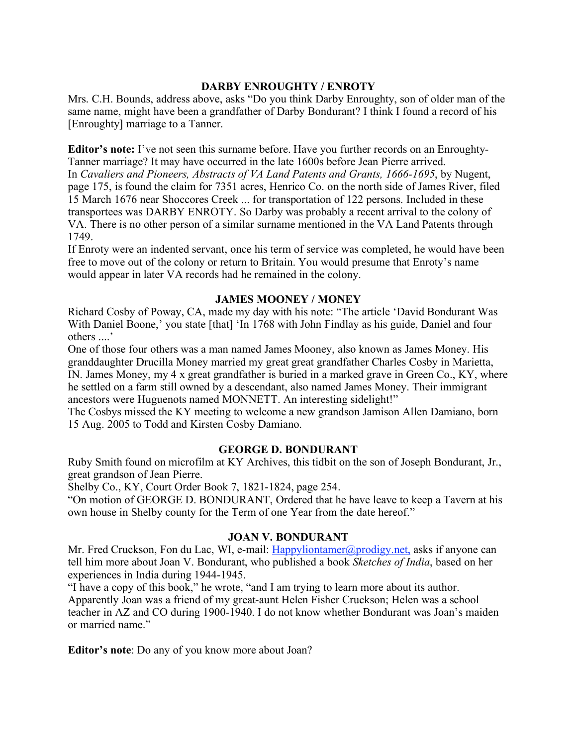## DARBY ENROUGHTY / ENROTY

Mrs. C.H. Bounds, address above, asks "Do you think Darby Enroughty, son of older man of the same name, might have been a grandfather of Darby Bondurant? I think I found a record of his [Enroughty] marriage to a Tanner.

**Editor's note:** I've not seen this surname before. Have you further records on an Enroughty-Tanner marriage? It may have occurred in the late 1600s before Jean Pierre arrived.
In *Cavaliers and Pioneers, Abstracts of VA Land Patents and Grants, 1666-1695*, by Nugent, page 175, is found the claim for 7351 acres, Henrico Co. on the north side of James River, filed 15 March 1676 near Shoccores Creek ... for transportation of 122 persons. Included in these transportees was DARBY ENROTY. So Darby was probably a recent arrival to the colony of VA. There is no other person of a similar surname mentioned in the VA Land Patents through 1749.
If Enroty were an indented servant, once his term of service was completed, he would have been free to move out of the colony or return to Britain. You would presume that Enroty's name would appear in later VA records had he remained in the colony.

## JAMES MOONEY / MONEY

Richard Cosby of Poway, CA, made my day with his note: "The article 'David Bondurant Was With Daniel Boone,' you state [that] 'In 1768 with John Findlay as his guide, Daniel and four others ....'
One of those four others was a man named James Mooney, also known as James Money. His granddaughter Drucilla Money married my great great grandfather Charles Cosby in Marietta, IN. James Money, my 4 x great grandfather is buried in a marked grave in Green Co., KY, where he settled on a farm still owned by a descendant, also named James Money. Their immigrant ancestors were Huguenots named MONNETT. An interesting sidelight!"
The Cosbys missed the KY meeting to welcome a new grandson Jamison Allen Damiano, born 15 Aug. 2005 to Todd and Kirsten Cosby Damiano.

## GEORGE D. BONDURANT

Ruby Smith found on microfilm at KY Archives, this tidbit on the son of Joseph Bondurant, Jr., great grandson of Jean Pierre.
Shelby Co., KY, Court Order Book 7, 1821-1824, page 254.
"On motion of GEORGE D. BONDURANT, Ordered that he have leave to keep a Tavern at his own house in Shelby county for the Term of one Year from the date hereof."

## JOAN V. BONDURANT

Mr. Fred Cruckson, Fon du Lac, WI, e-mail: Happyliontamer@prodigy.net, asks if anyone can tell him more about Joan V. Bondurant, who published a book *Sketches of India*, based on her experiences in India during 1944-1945.
"I have a copy of this book," he wrote, "and I am trying to learn more about its author. Apparently Joan was a friend of my great-aunt Helen Fisher Cruckson; Helen was a school teacher in AZ and CO during 1900-1940. I do not know whether Bondurant was Joan's maiden or married name."

**Editor's note**: Do any of you know more about Joan?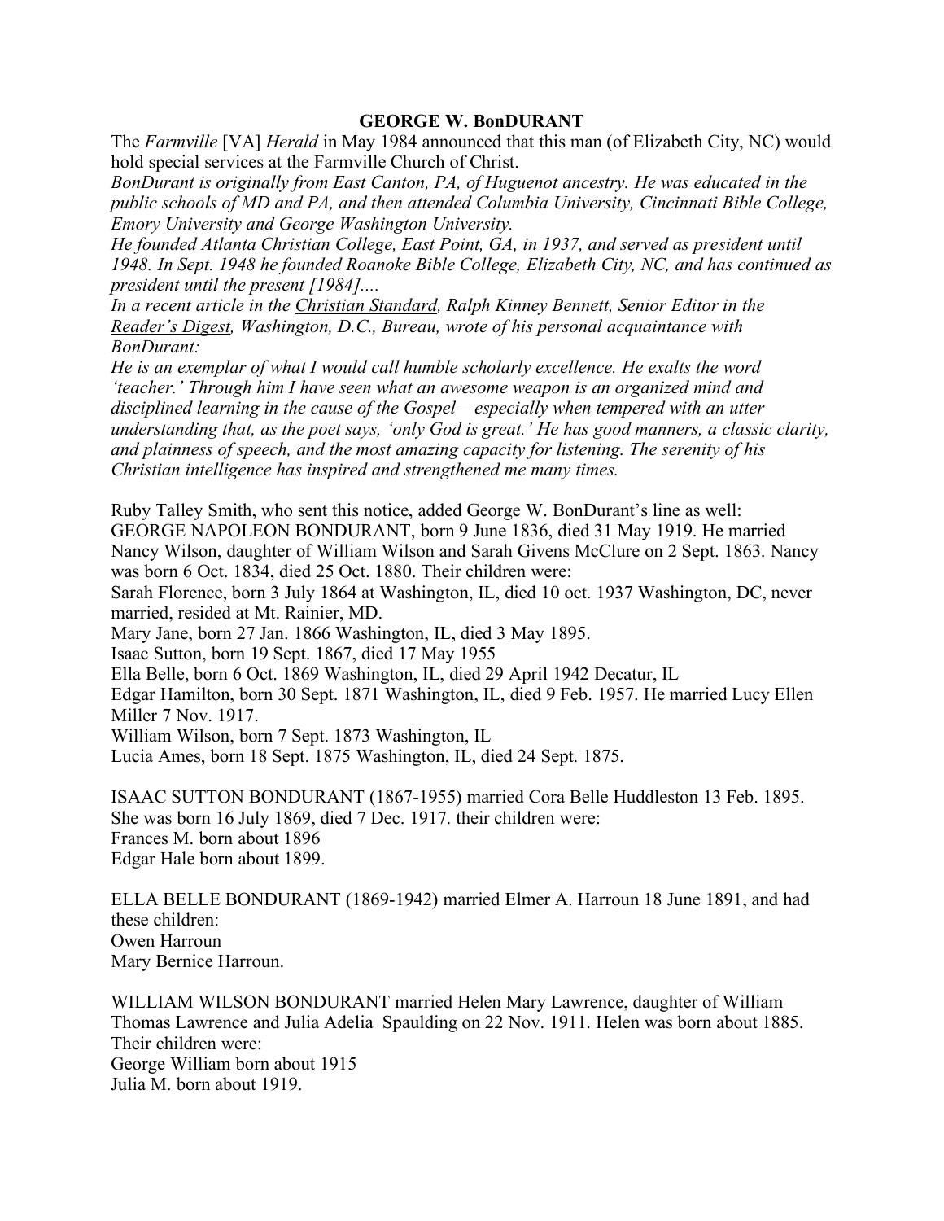## GEORGE W. BonDURANT

The *Farmville* [VA] *Herald* in May 1984 announced that this man (of Elizabeth City, NC) would hold special services at the Farmville Church of Christ.

*BonDurant is originally from East Canton, PA, of Huguenot ancestry. He was educated in the public schools of MD and PA, and then attended Columbia University, Cincinnati Bible College, Emory University and George Washington University.*

*He founded Atlanta Christian College, East Point, GA, in 1937, and served as president until 1948. In Sept. 1948 he founded Roanoke Bible College, Elizabeth City, NC, and has continued as president until the present [1984]....*

*In a recent article in the Christian Standard, Ralph Kinney Bennett, Senior Editor in the Reader's Digest, Washington, D.C., Bureau, wrote of his personal acquaintance with BonDurant:*

*He is an exemplar of what I would call humble scholarly excellence. He exalts the word 'teacher.' Through him I have seen what an awesome weapon is an organized mind and disciplined learning in the cause of the Gospel – especially when tempered with an utter understanding that, as the poet says, 'only God is great.' He has good manners, a classic clarity, and plainness of speech, and the most amazing capacity for listening. The serenity of his Christian intelligence has inspired and strengthened me many times.*

Ruby Talley Smith, who sent this notice, added George W. BonDurant's line as well:
GEORGE NAPOLEON BONDURANT, born 9 June 1836, died 31 May 1919. He married Nancy Wilson, daughter of William Wilson and Sarah Givens McClure on 2 Sept. 1863. Nancy was born 6 Oct. 1834, died 25 Oct. 1880. Their children were:
Sarah Florence, born 3 July 1864 at Washington, IL, died 10 oct. 1937 Washington, DC, never married, resided at Mt. Rainier, MD.
Mary Jane, born 27 Jan. 1866 Washington, IL, died 3 May 1895.
Isaac Sutton, born 19 Sept. 1867, died 17 May 1955
Ella Belle, born 6 Oct. 1869 Washington, IL, died 29 April 1942 Decatur, IL
Edgar Hamilton, born 30 Sept. 1871 Washington, IL, died 9 Feb. 1957. He married Lucy Ellen Miller 7 Nov. 1917.
William Wilson, born 7 Sept. 1873 Washington, IL
Lucia Ames, born 18 Sept. 1875 Washington, IL, died 24 Sept. 1875.

ISAAC SUTTON BONDURANT (1867-1955) married Cora Belle Huddleston 13 Feb. 1895. She was born 16 July 1869, died 7 Dec. 1917. their children were:
Frances M. born about 1896
Edgar Hale born about 1899.

ELLA BELLE BONDURANT (1869-1942) married Elmer A. Harroun 18 June 1891, and had these children:
Owen Harroun
Mary Bernice Harroun.

WILLIAM WILSON BONDURANT married Helen Mary Lawrence, daughter of William Thomas Lawrence and Julia Adelia Spaulding on 22 Nov. 1911. Helen was born about 1885. Their children were:
George William born about 1915
Julia M. born about 1919.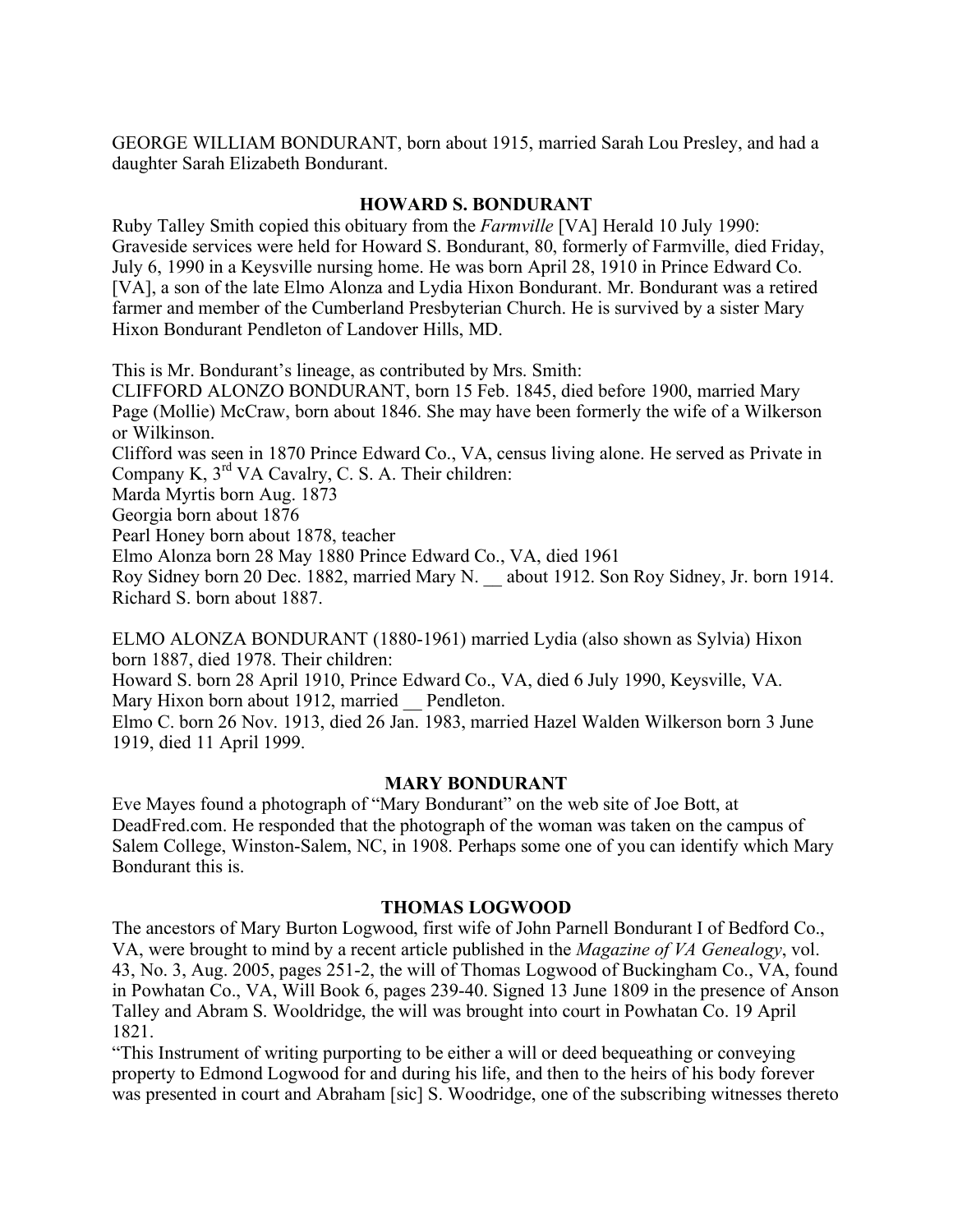GEORGE WILLIAM BONDURANT, born about 1915, married Sarah Lou Presley, and had a daughter Sarah Elizabeth Bondurant.

## HOWARD S. BONDURANT

Ruby Talley Smith copied this obituary from the *Farmville* [VA] Herald 10 July 1990: Graveside services were held for Howard S. Bondurant, 80, formerly of Farmville, died Friday, July 6, 1990 in a Keysville nursing home. He was born April 28, 1910 in Prince Edward Co. [VA], a son of the late Elmo Alonza and Lydia Hixon Bondurant. Mr. Bondurant was a retired farmer and member of the Cumberland Presbyterian Church. He is survived by a sister Mary Hixon Bondurant Pendleton of Landover Hills, MD.

This is Mr. Bondurant's lineage, as contributed by Mrs. Smith:
CLIFFORD ALONZO BONDURANT, born 15 Feb. 1845, died before 1900, married Mary Page (Mollie) McCraw, born about 1846. She may have been formerly the wife of a Wilkerson or Wilkinson.
Clifford was seen in 1870 Prince Edward Co., VA, census living alone. He served as Private in Company K, 3rd VA Cavalry, C. S. A. Their children:
Marda Myrtis born Aug. 1873
Georgia born about 1876
Pearl Honey born about 1878, teacher
Elmo Alonza born 28 May 1880 Prince Edward Co., VA, died 1961
Roy Sidney born 20 Dec. 1882, married Mary N. __ about 1912. Son Roy Sidney, Jr. born 1914.
Richard S. born about 1887.

ELMO ALONZA BONDURANT (1880-1961) married Lydia (also shown as Sylvia) Hixon born 1887, died 1978. Their children:
Howard S. born 28 April 1910, Prince Edward Co., VA, died 6 July 1990, Keysville, VA.
Mary Hixon born about 1912, married __ Pendleton.
Elmo C. born 26 Nov. 1913, died 26 Jan. 1983, married Hazel Walden Wilkerson born 3 June 1919, died 11 April 1999.

## MARY BONDURANT

Eve Mayes found a photograph of "Mary Bondurant" on the web site of Joe Bott, at DeadFred.com. He responded that the photograph of the woman was taken on the campus of Salem College, Winston-Salem, NC, in 1908. Perhaps some one of you can identify which Mary Bondurant this is.

## THOMAS LOGWOOD

The ancestors of Mary Burton Logwood, first wife of John Parnell Bondurant I of Bedford Co., VA, were brought to mind by a recent article published in the *Magazine of VA Genealogy*, vol. 43, No. 3, Aug. 2005, pages 251-2, the will of Thomas Logwood of Buckingham Co., VA, found in Powhatan Co., VA, Will Book 6, pages 239-40. Signed 13 June 1809 in the presence of Anson Talley and Abram S. Wooldridge, the will was brought into court in Powhatan Co. 19 April 1821.
"This Instrument of writing purporting to be either a will or deed bequeathing or conveying property to Edmond Logwood for and during his life, and then to the heirs of his body forever was presented in court and Abraham [sic] S. Woodridge, one of the subscribing witnesses thereto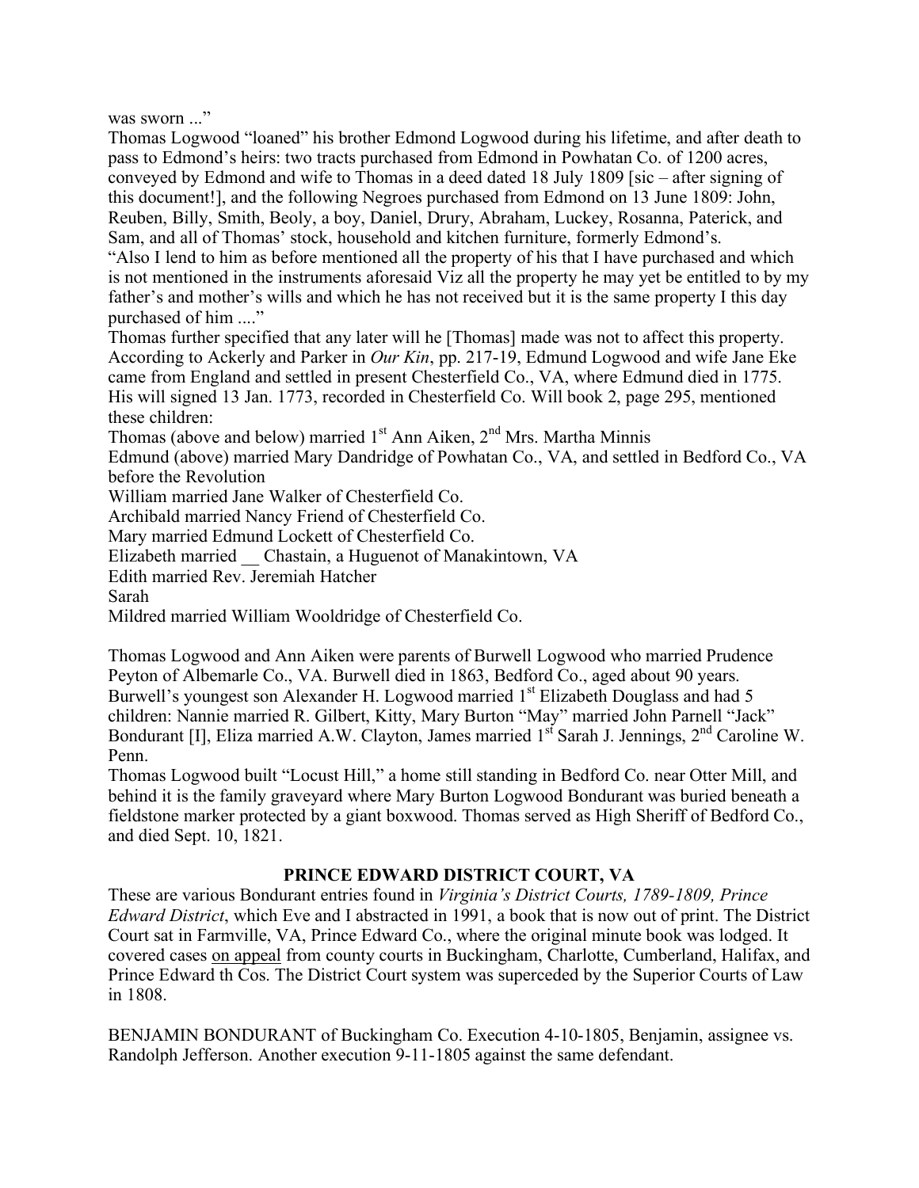was sworn ..."

Thomas Logwood "loaned" his brother Edmond Logwood during his lifetime, and after death to pass to Edmond's heirs: two tracts purchased from Edmond in Powhatan Co. of 1200 acres, conveyed by Edmond and wife to Thomas in a deed dated 18 July 1809 [sic – after signing of this document!], and the following Negroes purchased from Edmond on 13 June 1809: John, Reuben, Billy, Smith, Beoly, a boy, Daniel, Drury, Abraham, Luckey, Rosanna, Paterick, and Sam, and all of Thomas' stock, household and kitchen furniture, formerly Edmond's.

"Also I lend to him as before mentioned all the property of his that I have purchased and which is not mentioned in the instruments aforesaid Viz all the property he may yet be entitled to by my father's and mother's wills and which he has not received but it is the same property I this day purchased of him ...."

Thomas further specified that any later will he [Thomas] made was not to affect this property.

According to Ackerly and Parker in *Our Kin*, pp. 217-19, Edmund Logwood and wife Jane Eke came from England and settled in present Chesterfield Co., VA, where Edmund died in 1775. His will signed 13 Jan. 1773, recorded in Chesterfield Co. Will book 2, page 295, mentioned these children:

Thomas (above and below) married 1st Ann Aiken, 2nd Mrs. Martha Minnis

Edmund (above) married Mary Dandridge of Powhatan Co., VA, and settled in Bedford Co., VA before the Revolution

William married Jane Walker of Chesterfield Co.

Archibald married Nancy Friend of Chesterfield Co.

Mary married Edmund Lockett of Chesterfield Co.

Elizabeth married __ Chastain, a Huguenot of Manakintown, VA

Edith married Rev. Jeremiah Hatcher

Sarah

Mildred married William Wooldridge of Chesterfield Co.

Thomas Logwood and Ann Aiken were parents of Burwell Logwood who married Prudence Peyton of Albemarle Co., VA. Burwell died in 1863, Bedford Co., aged about 90 years. Burwell's youngest son Alexander H. Logwood married 1st Elizabeth Douglass and had 5 children: Nannie married R. Gilbert, Kitty, Mary Burton "May" married John Parnell "Jack" Bondurant [I], Eliza married A.W. Clayton, James married 1st Sarah J. Jennings, 2nd Caroline W. Penn.

Thomas Logwood built "Locust Hill," a home still standing in Bedford Co. near Otter Mill, and behind it is the family graveyard where Mary Burton Logwood Bondurant was buried beneath a fieldstone marker protected by a giant boxwood. Thomas served as High Sheriff of Bedford Co., and died Sept. 10, 1821.

## PRINCE EDWARD DISTRICT COURT, VA

These are various Bondurant entries found in *Virginia's District Courts, 1789-1809, Prince Edward District*, which Eve and I abstracted in 1991, a book that is now out of print. The District Court sat in Farmville, VA, Prince Edward Co., where the original minute book was lodged. It covered cases on appeal from county courts in Buckingham, Charlotte, Cumberland, Halifax, and Prince Edward th Cos. The District Court system was superceded by the Superior Courts of Law in 1808.

BENJAMIN BONDURANT of Buckingham Co. Execution 4-10-1805, Benjamin, assignee vs. Randolph Jefferson. Another execution 9-11-1805 against the same defendant.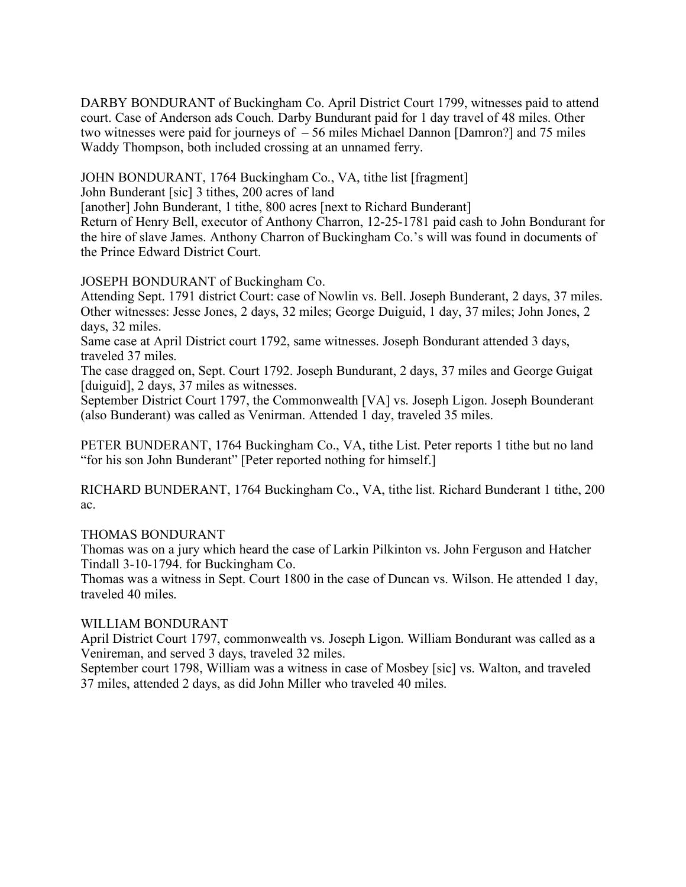DARBY BONDURANT of Buckingham Co. April District Court 1799, witnesses paid to attend court. Case of Anderson ads Couch. Darby Bundurant paid for 1 day travel of 48 miles. Other two witnesses were paid for journeys of – 56 miles Michael Dannon [Damron?] and 75 miles Waddy Thompson, both included crossing at an unnamed ferry.

JOHN BONDURANT, 1764 Buckingham Co., VA, tithe list [fragment]
John Bunderant [sic] 3 tithes, 200 acres of land
[another] John Bunderant, 1 tithe, 800 acres [next to Richard Bunderant]
Return of Henry Bell, executor of Anthony Charron, 12-25-1781 paid cash to John Bondurant for the hire of slave James. Anthony Charron of Buckingham Co.'s will was found in documents of the Prince Edward District Court.

JOSEPH BONDURANT of Buckingham Co.
Attending Sept. 1791 district Court: case of Nowlin vs. Bell. Joseph Bunderant, 2 days, 37 miles. Other witnesses: Jesse Jones, 2 days, 32 miles; George Duiguid, 1 day, 37 miles; John Jones, 2 days, 32 miles.
Same case at April District court 1792, same witnesses. Joseph Bondurant attended 3 days, traveled 37 miles.
The case dragged on, Sept. Court 1792. Joseph Bundurant, 2 days, 37 miles and George Guigat [duiguid], 2 days, 37 miles as witnesses.
September District Court 1797, the Commonwealth [VA] vs. Joseph Ligon. Joseph Bounderant (also Bunderant) was called as Venirman. Attended 1 day, traveled 35 miles.

PETER BUNDERANT, 1764 Buckingham Co., VA, tithe List. Peter reports 1 tithe but no land "for his son John Bunderant" [Peter reported nothing for himself.]

RICHARD BUNDERANT, 1764 Buckingham Co., VA, tithe list. Richard Bunderant 1 tithe, 200 ac.

THOMAS BONDURANT
Thomas was on a jury which heard the case of Larkin Pilkinton vs. John Ferguson and Hatcher Tindall 3-10-1794. for Buckingham Co.
Thomas was a witness in Sept. Court 1800 in the case of Duncan vs. Wilson. He attended 1 day, traveled 40 miles.

WILLIAM BONDURANT
April District Court 1797, commonwealth vs. Joseph Ligon. William Bondurant was called as a Venireman, and served 3 days, traveled 32 miles.
September court 1798, William was a witness in case of Mosbey [sic] vs. Walton, and traveled 37 miles, attended 2 days, as did John Miller who traveled 40 miles.